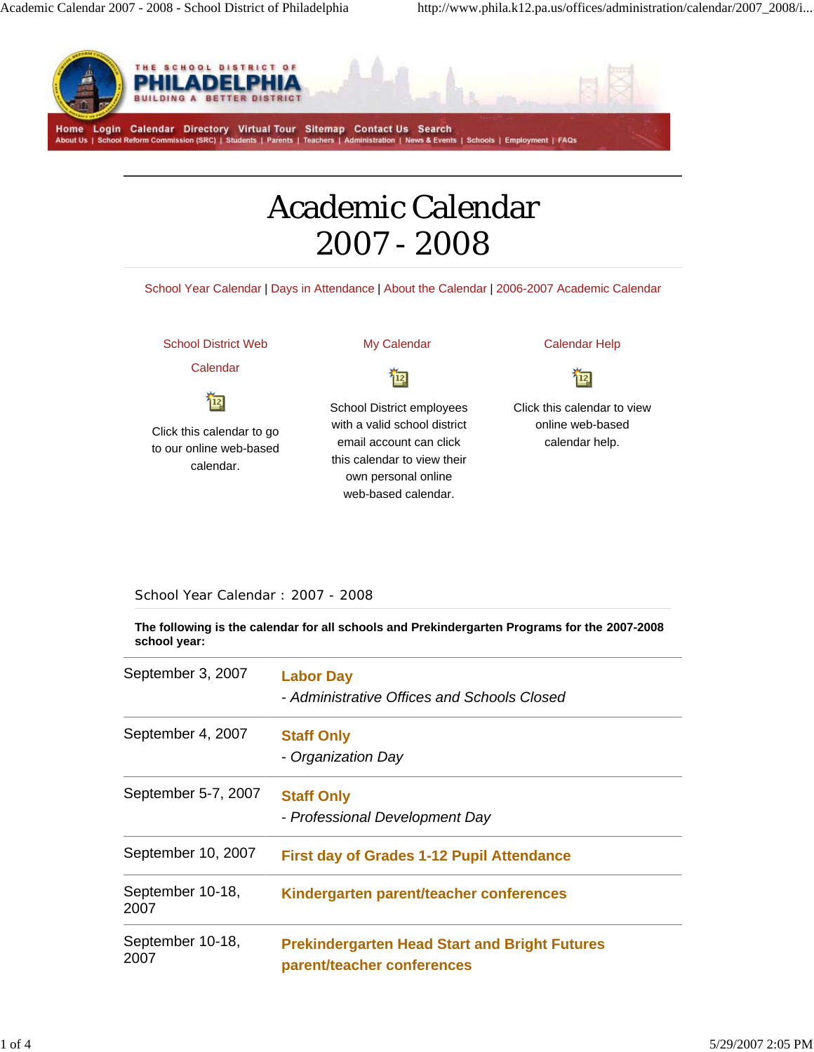Home Login Calendar Directory Virtual Tour Sitemap Contact Us Search
About Us | School Reform Commission (SRC) | Students | Parents | Teachers | Administration | News & Events | Schools | Employment | FAQs

# Academic Calendar 2007 - 2008

School Year Calendar | Days in Attendance | About the Calendar | 2006-2007 Academic Calendar

**School District Web Calendar**

Click this calendar to go to our online web-based calendar.

**My Calendar**

School District employees with a valid school district email account can click this calendar to view their own personal online web-based calendar.

**Calendar Help**

Click this calendar to view online web-based calendar help.

## School Year Calendar : 2007 - 2008

**The following is the calendar for all schools and Prekindergarten Programs for the 2007-2008 school year:**

| Date | Event |
|---|---|
| September 3, 2007 | **Labor Day** - *Administrative Offices and Schools Closed* |
| September 4, 2007 | **Staff Only** - *Organization Day* |
| September 5-7, 2007 | **Staff Only** - *Professional Development Day* |
| September 10, 2007 | **First day of Grades 1-12 Pupil Attendance** |
| September 10-18, 2007 | **Kindergarten parent/teacher conferences** |
| September 10-18, 2007 | **Prekindergarten Head Start and Bright Futures parent/teacher conferences** |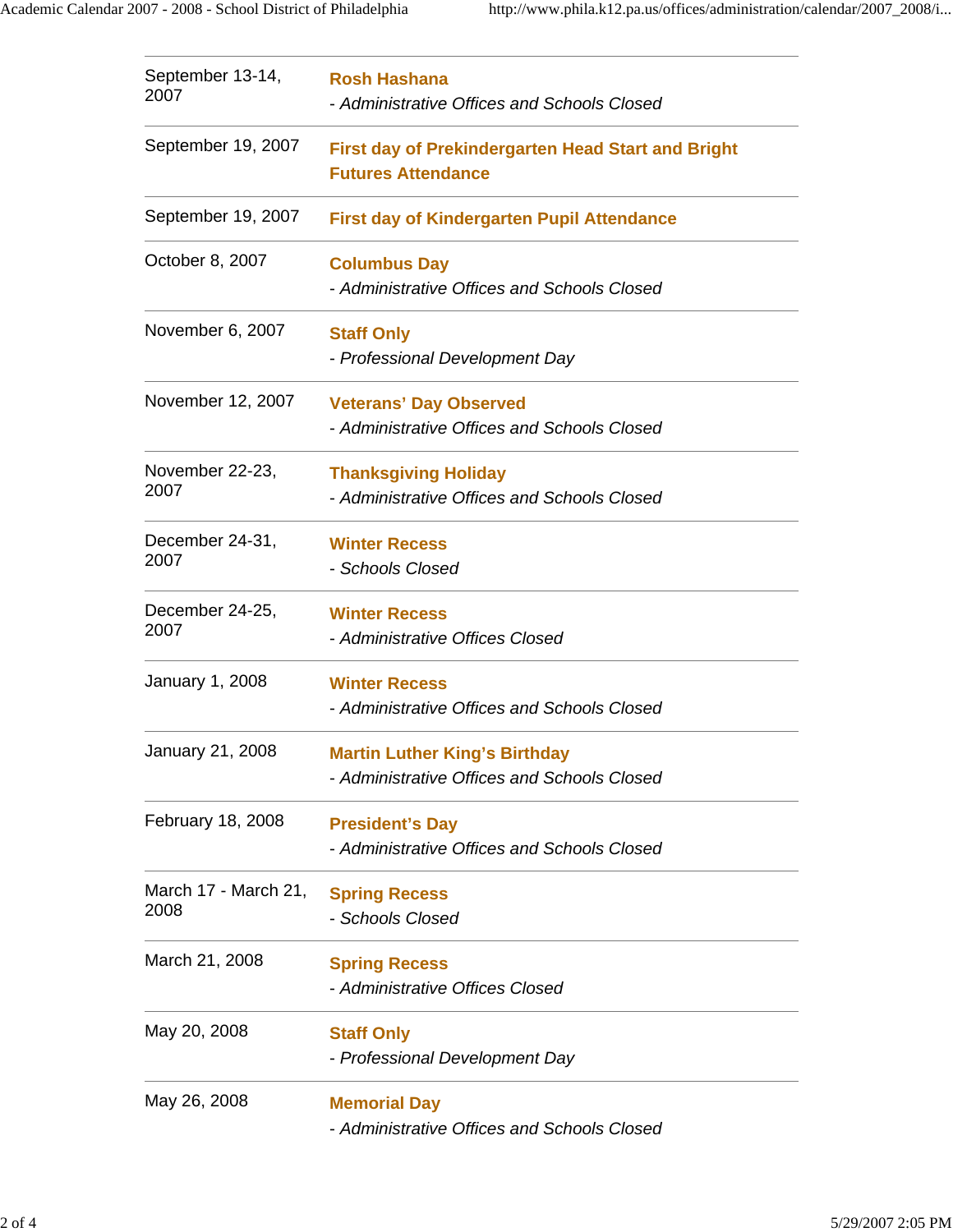| Date | Event |
| --- | --- |
| September 13-14, 2007 | **Rosh Hashana** - *Administrative Offices and Schools Closed* |
| September 19, 2007 | **First day of Prekindergarten Head Start and Bright Futures Attendance** |
| September 19, 2007 | **First day of Kindergarten Pupil Attendance** |
| October 8, 2007 | **Columbus Day** - *Administrative Offices and Schools Closed* |
| November 6, 2007 | **Staff Only** - *Professional Development Day* |
| November 12, 2007 | **Veterans' Day Observed** - *Administrative Offices and Schools Closed* |
| November 22-23, 2007 | **Thanksgiving Holiday** - *Administrative Offices and Schools Closed* |
| December 24-31, 2007 | **Winter Recess** - *Schools Closed* |
| December 24-25, 2007 | **Winter Recess** - *Administrative Offices Closed* |
| January 1, 2008 | **Winter Recess** - *Administrative Offices and Schools Closed* |
| January 21, 2008 | **Martin Luther King's Birthday** - *Administrative Offices and Schools Closed* |
| February 18, 2008 | **President's Day** - *Administrative Offices and Schools Closed* |
| March 17 - March 21, 2008 | **Spring Recess** - *Schools Closed* |
| March 21, 2008 | **Spring Recess** - *Administrative Offices Closed* |
| May 20, 2008 | **Staff Only** - *Professional Development Day* |
| May 26, 2008 | **Memorial Day** - *Administrative Offices and Schools Closed* |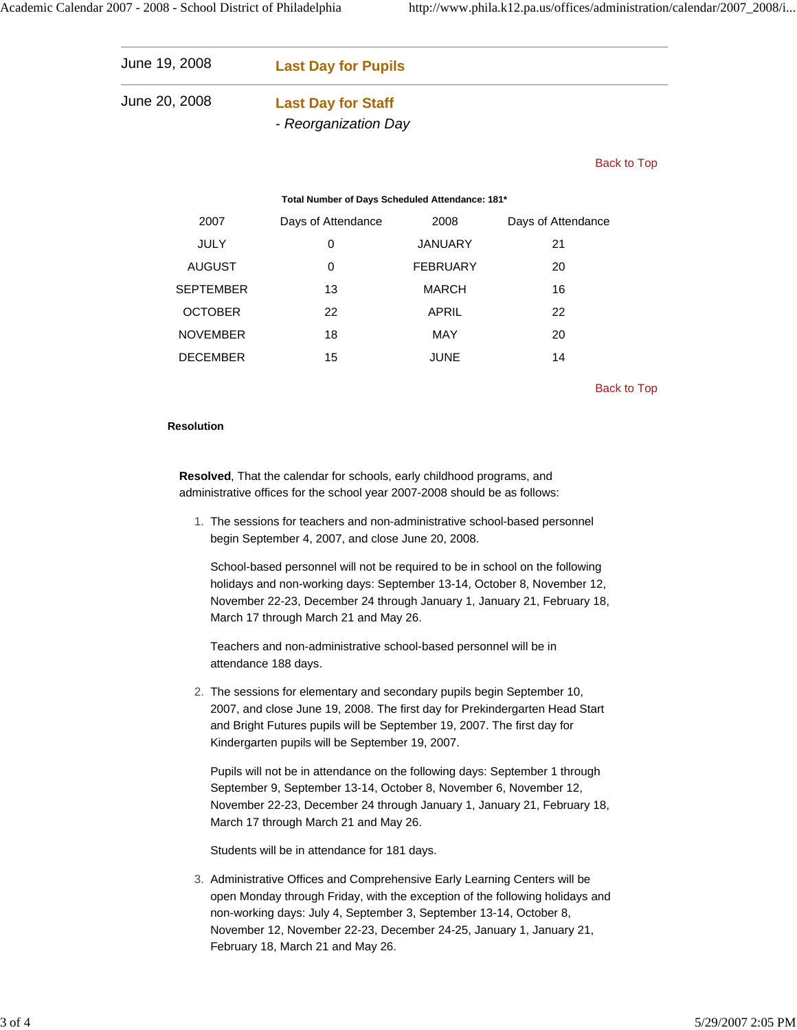| | |
|---|---|
| June 19, 2008 | **Last Day for Pupils** |
| June 20, 2008 | **Last Day for Staff**<br>*- Reorganization Day* |

Back to Top

**Total Number of Days Scheduled Attendance: 181***

| 2007 | Days of Attendance | 2008 | Days of Attendance |
|---|---|---|---|
| JULY | 0 | JANUARY | 21 |
| AUGUST | 0 | FEBRUARY | 20 |
| SEPTEMBER | 13 | MARCH | 16 |
| OCTOBER | 22 | APRIL | 22 |
| NOVEMBER | 18 | MAY | 20 |
| DECEMBER | 15 | JUNE | 14 |

Back to Top

**Resolution**

**Resolved**, That the calendar for schools, early childhood programs, and administrative offices for the school year 2007-2008 should be as follows:

1. The sessions for teachers and non-administrative school-based personnel begin September 4, 2007, and close June 20, 2008.

   School-based personnel will not be required to be in school on the following holidays and non-working days: September 13-14, October 8, November 12, November 22-23, December 24 through January 1, January 21, February 18, March 17 through March 21 and May 26.

   Teachers and non-administrative school-based personnel will be in attendance 188 days.

2. The sessions for elementary and secondary pupils begin September 10, 2007, and close June 19, 2008. The first day for Prekindergarten Head Start and Bright Futures pupils will be September 19, 2007. The first day for Kindergarten pupils will be September 19, 2007.

   Pupils will not be in attendance on the following days: September 1 through September 9, September 13-14, October 8, November 6, November 12, November 22-23, December 24 through January 1, January 21, February 18, March 17 through March 21 and May 26.

   Students will be in attendance for 181 days.

3. Administrative Offices and Comprehensive Early Learning Centers will be open Monday through Friday, with the exception of the following holidays and non-working days: July 4, September 3, September 13-14, October 8, November 12, November 22-23, December 24-25, January 1, January 21, February 18, March 21 and May 26.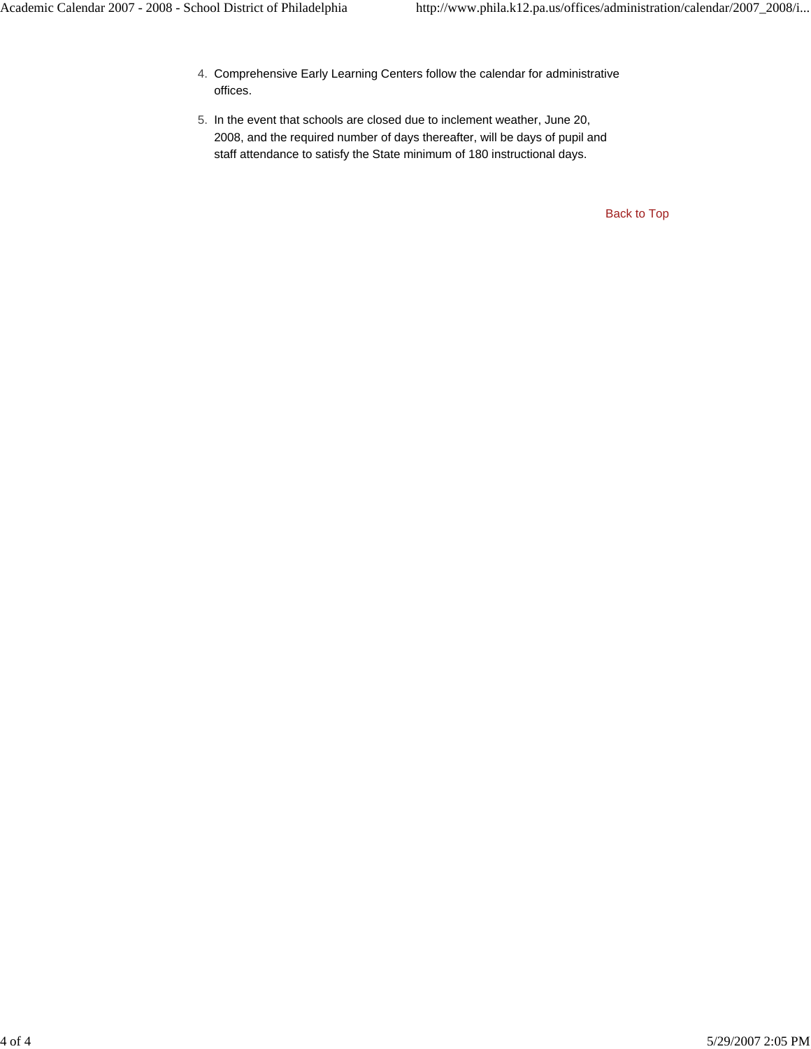4. Comprehensive Early Learning Centers follow the calendar for administrative offices.
5. In the event that schools are closed due to inclement weather, June 20, 2008, and the required number of days thereafter, will be days of pupil and staff attendance to satisfy the State minimum of 180 instructional days.

Back to Top